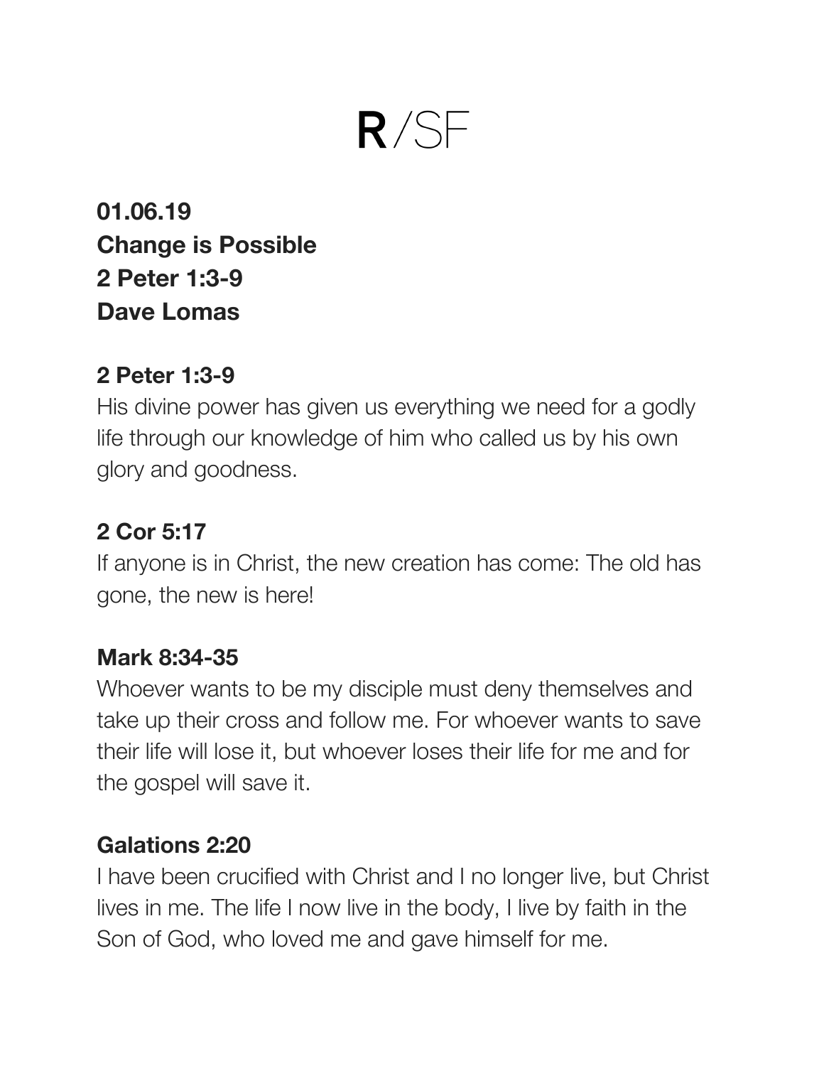# R/SF

**01.06.19**
**Change is Possible**
**2 Peter 1:3-9**
**Dave Lomas**

**2 Peter 1:3-9**

His divine power has given us everything we need for a godly life through our knowledge of him who called us by his own glory and goodness.

**2 Cor 5:17**

If anyone is in Christ, the new creation has come: The old has gone, the new is here!

**Mark 8:34-35**

Whoever wants to be my disciple must deny themselves and take up their cross and follow me. For whoever wants to save their life will lose it, but whoever loses their life for me and for the gospel will save it.

**Galations 2:20**

I have been crucified with Christ and I no longer live, but Christ lives in me. The life I now live in the body, I live by faith in the Son of God, who loved me and gave himself for me.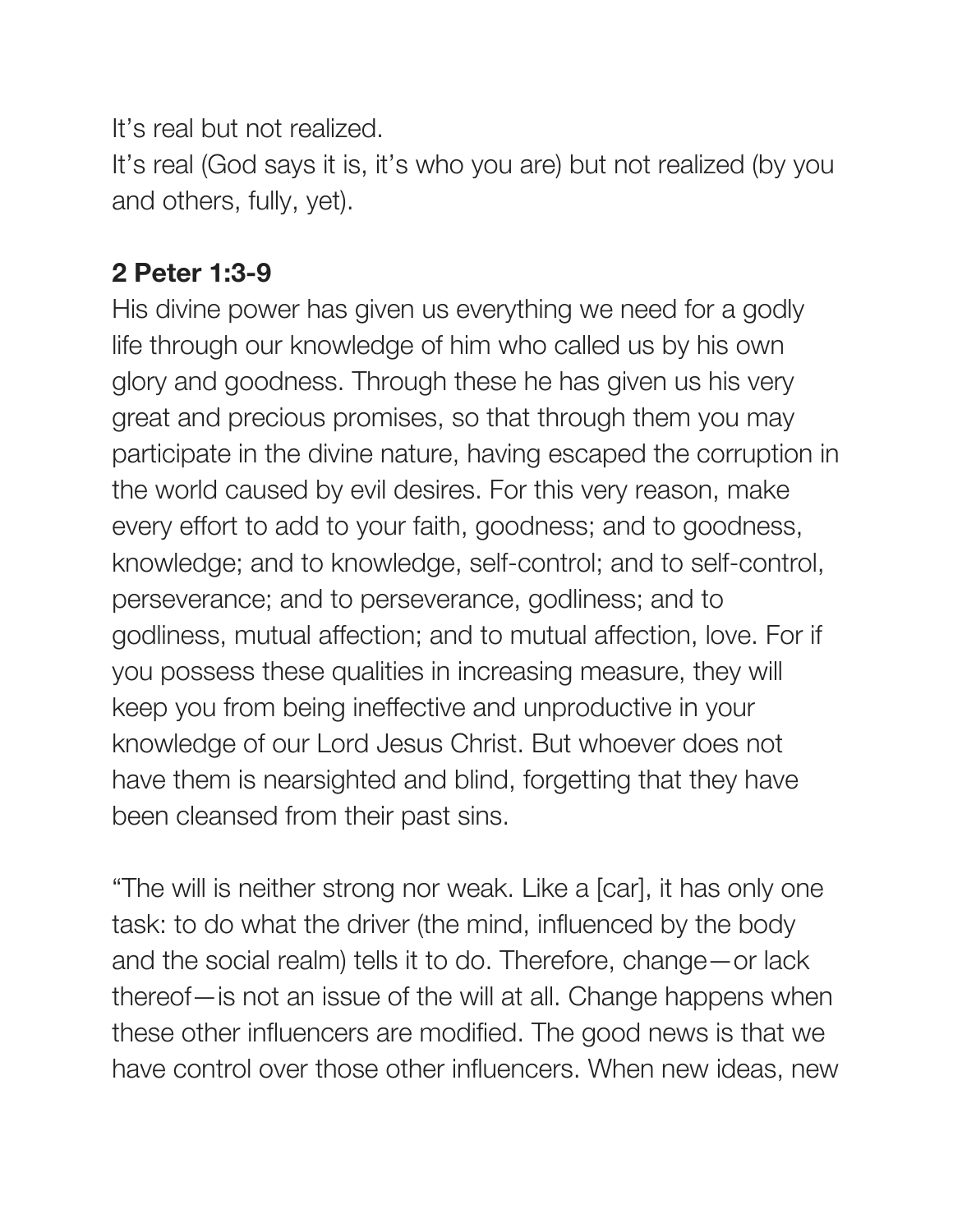It’s real but not realized.
It’s real (God says it is, it’s who you are) but not realized (by you and others, fully, yet).

**2 Peter 1:3-9**
His divine power has given us everything we need for a godly life through our knowledge of him who called us by his own glory and goodness. Through these he has given us his very great and precious promises, so that through them you may participate in the divine nature, having escaped the corruption in the world caused by evil desires. For this very reason, make every effort to add to your faith, goodness; and to goodness, knowledge; and to knowledge, self-control; and to self-control, perseverance; and to perseverance, godliness; and to godliness, mutual affection; and to mutual affection, love. For if you possess these qualities in increasing measure, they will keep you from being ineffective and unproductive in your knowledge of our Lord Jesus Christ. But whoever does not have them is nearsighted and blind, forgetting that they have been cleansed from their past sins.

“The will is neither strong nor weak. Like a [car], it has only one task: to do what the driver (the mind, influenced by the body and the social realm) tells it to do. Therefore, change—or lack thereof—is not an issue of the will at all. Change happens when these other influencers are modified. The good news is that we have control over those other influencers. When new ideas, new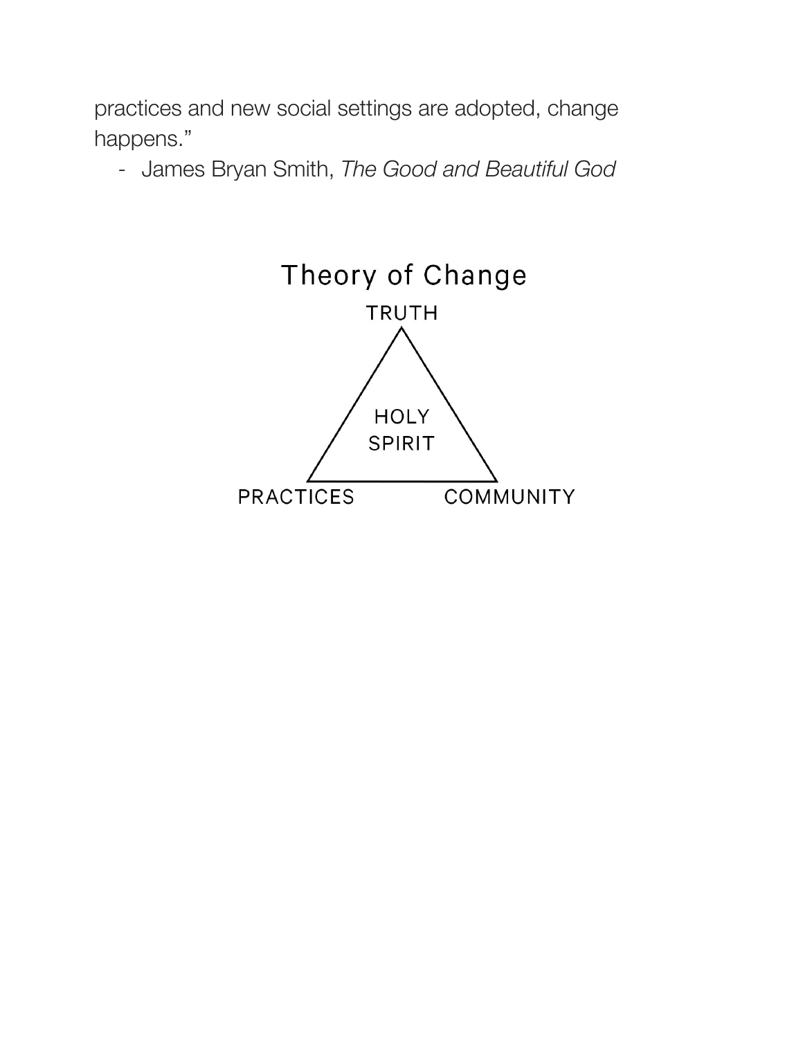practices and new social settings are adopted, change happens."

- James Bryan Smith, *The Good and Beautiful God*

Theory of Change

TRUTH

HOLY SPIRIT

PRACTICES

COMMUNITY